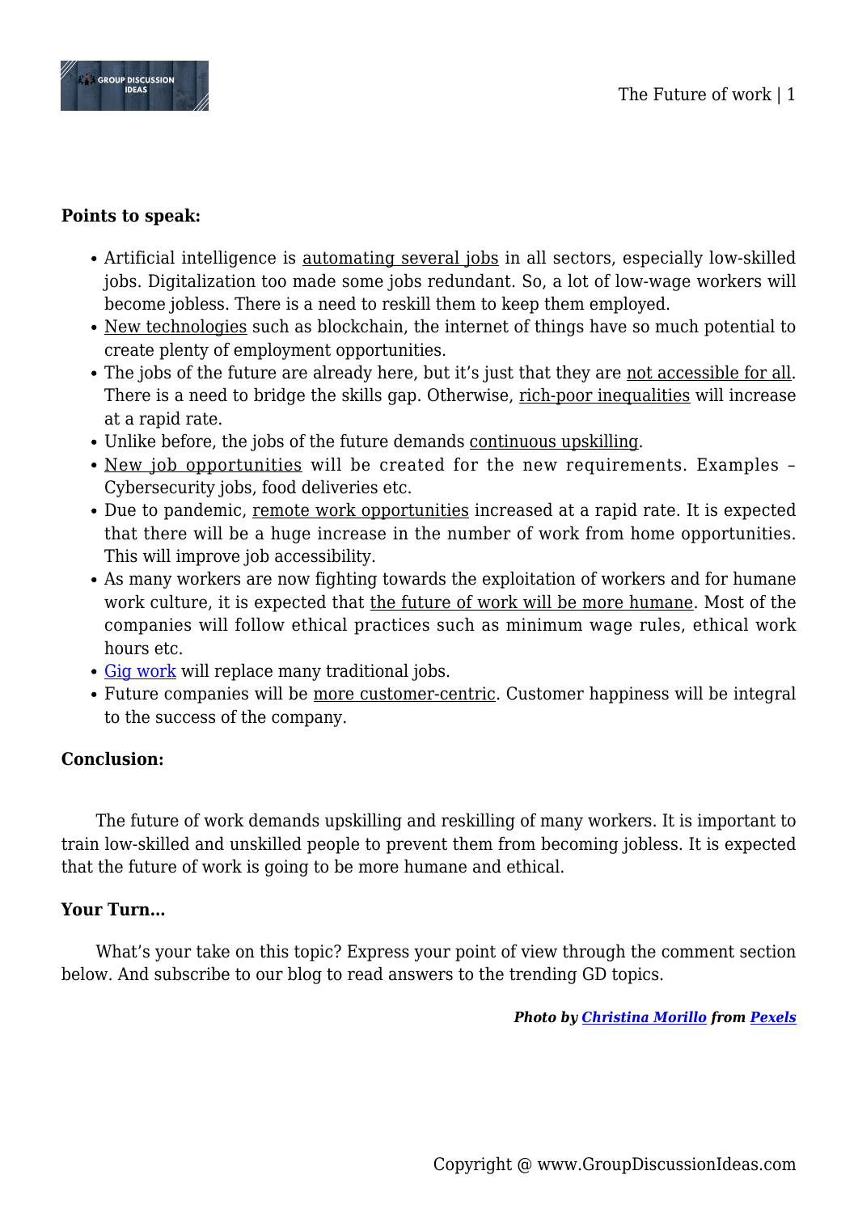**Points to speak:**

- Artificial intelligence is automating several jobs in all sectors, especially low-skilled jobs. Digitalization too made some jobs redundant. So, a lot of low-wage workers will become jobless. There is a need to reskill them to keep them employed.
- New technologies such as blockchain, the internet of things have so much potential to create plenty of employment opportunities.
- The jobs of the future are already here, but it's just that they are not accessible for all. There is a need to bridge the skills gap. Otherwise, rich-poor inequalities will increase at a rapid rate.
- Unlike before, the jobs of the future demands continuous upskilling.
- New job opportunities will be created for the new requirements. Examples – Cybersecurity jobs, food deliveries etc.
- Due to pandemic, remote work opportunities increased at a rapid rate. It is expected that there will be a huge increase in the number of work from home opportunities. This will improve job accessibility.
- As many workers are now fighting towards the exploitation of workers and for humane work culture, it is expected that the future of work will be more humane. Most of the companies will follow ethical practices such as minimum wage rules, ethical work hours etc.
- Gig work will replace many traditional jobs.
- Future companies will be more customer-centric. Customer happiness will be integral to the success of the company.

**Conclusion:**

The future of work demands upskilling and reskilling of many workers. It is important to train low-skilled and unskilled people to prevent them from becoming jobless. It is expected that the future of work is going to be more humane and ethical.

**Your Turn…**

What's your take on this topic? Express your point of view through the comment section below. And subscribe to our blog to read answers to the trending GD topics.

***Photo by Christina Morillo from Pexels***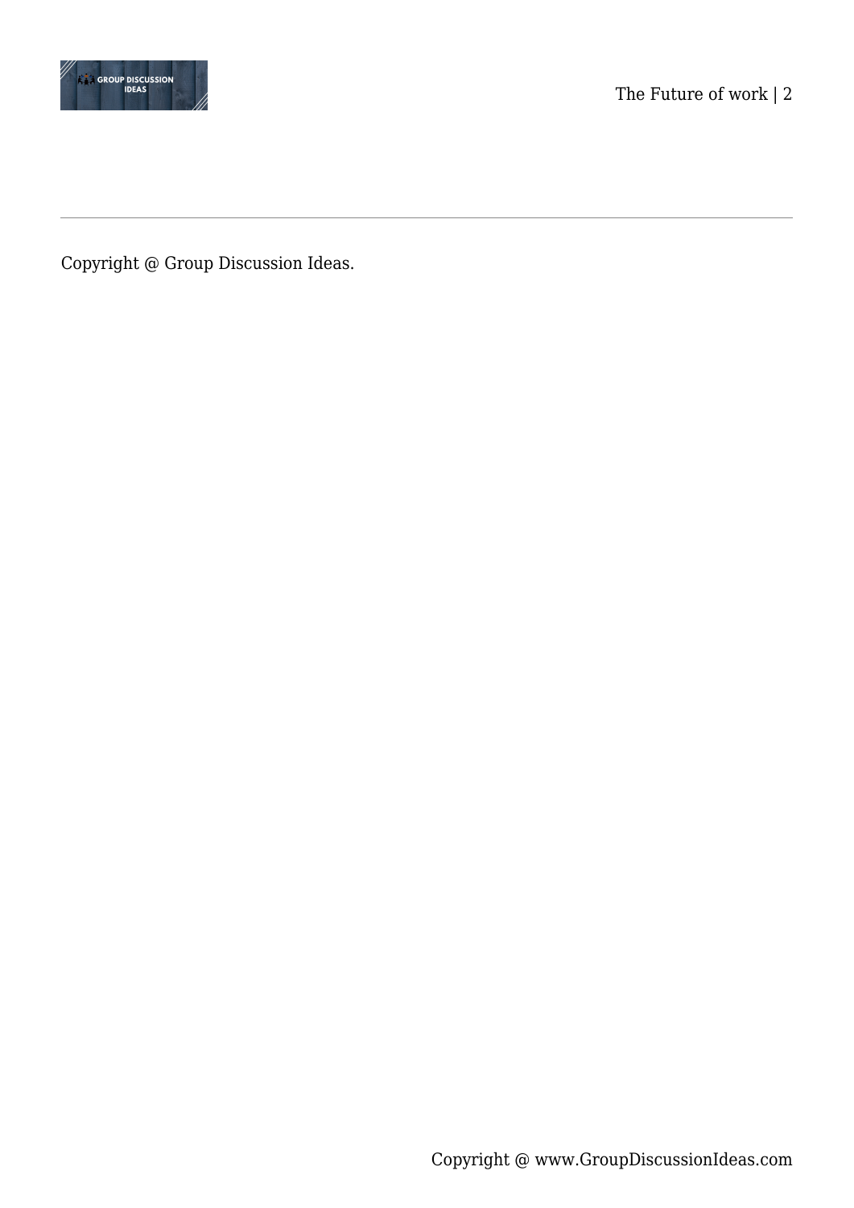Copyright @ Group Discussion Ideas.